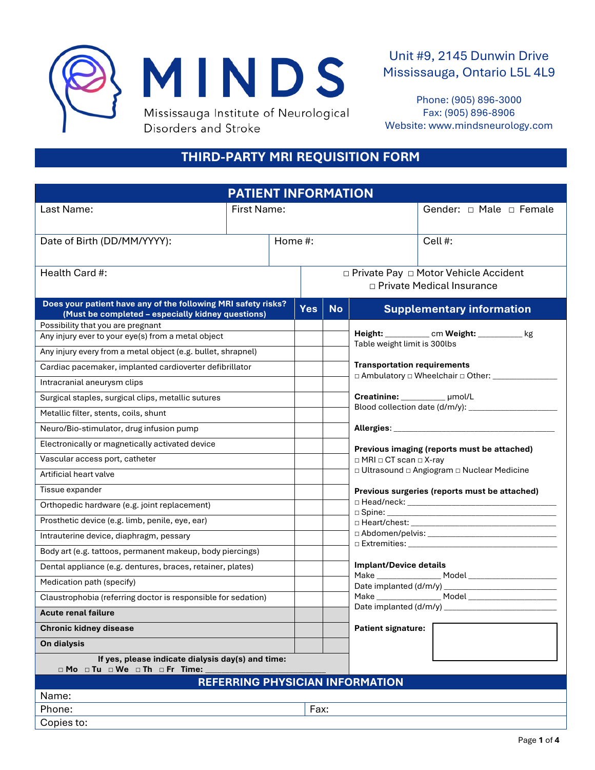# MINDS

Mississauga Institute of Neurological Disorders and Stroke

Unit #9, 2145 Dunwin Drive
Mississauga, Ontario L5L 4L9

Phone: (905) 896-3000
Fax: (905) 896-8906
Website: www.mindsneurology.com

## THIRD-PARTY MRI REQUISITION FORM

### PATIENT INFORMATION

| Last Name: | First Name: | Gender: ☐ Male ☐ Female |
|---|---|---|
| Date of Birth (DD/MM/YYYY): | Home #: | Cell #: |
| Health Card #: | ☐ Private Pay ☐ Motor Vehicle Accident ☐ Private Medical Insurance | |

| Does your patient have any of the following MRI safety risks? (Must be completed – especially kidney questions) | Yes | No |
|---|---|---|
| Possibility that you are pregnant | | |
| Any injury ever to your eye(s) from a metal object | | |
| Any injury every from a metal object (e.g. bullet, shrapnel) | | |
| Cardiac pacemaker, implanted cardioverter defibrillator | | |
| Intracranial aneurysm clips | | |
| Surgical staples, surgical clips, metallic sutures | | |
| Metallic filter, stents, coils, shunt | | |
| Neuro/Bio-stimulator, drug infusion pump | | |
| Electronically or magnetically activated device | | |
| Vascular access port, catheter | | |
| Artificial heart valve | | |
| Tissue expander | | |
| Orthopedic hardware (e.g. joint replacement) | | |
| Prosthetic device (e.g. limb, penile, eye, ear) | | |
| Intrauterine device, diaphragm, pessary | | |
| Body art (e.g. tattoos, permanent makeup, body piercings) | | |
| Dental appliance (e.g. dentures, braces, retainer, plates) | | |
| Medication path (specify) | | |
| Claustrophobia (referring doctor is responsible for sedation) | | |
| **Acute renal failure** | | |
| **Chronic kidney disease** | | |
| **On dialysis** | | |

**If yes, please indicate dialysis day(s) and time:**
☐ Mo ☐ Tu ☐ We ☐ Th ☐ Fr Time: ______________________

### Supplementary information

**Height:** __________ cm **Weight:** __________ kg
Table weight limit is 300lbs

**Transportation requirements**
☐ Ambulatory ☐ Wheelchair ☐ Other: ______________

**Creatinine:** __________ µmol/L
Blood collection date (d/m/y): ____________________

**Allergies**: ______________________________________

**Previous imaging (reports must be attached)**
☐ MRI ☐ CT scan ☐ X-ray
☐ Ultrasound ☐ Angiogram ☐ Nuclear Medicine

**Previous surgeries (reports must be attached)**
☐ Head/neck: ______________________________
☐ Spine: __________________________________
☐ Heart/chest: _____________________________
☐ Abdomen/pelvis: __________________________
☐ Extremities: ______________________________

**Implant/Device details**
Make ______________ Model ____________________
Date implanted (d/m/y) _______________________
Make ______________ Model ____________________
Date implanted (d/m/y) _______________________

**Patient signature:**

### REFERRING PHYSICIAN INFORMATION

| Name: | |
|---|---|
| Phone: | Fax: |
| Copies to: | |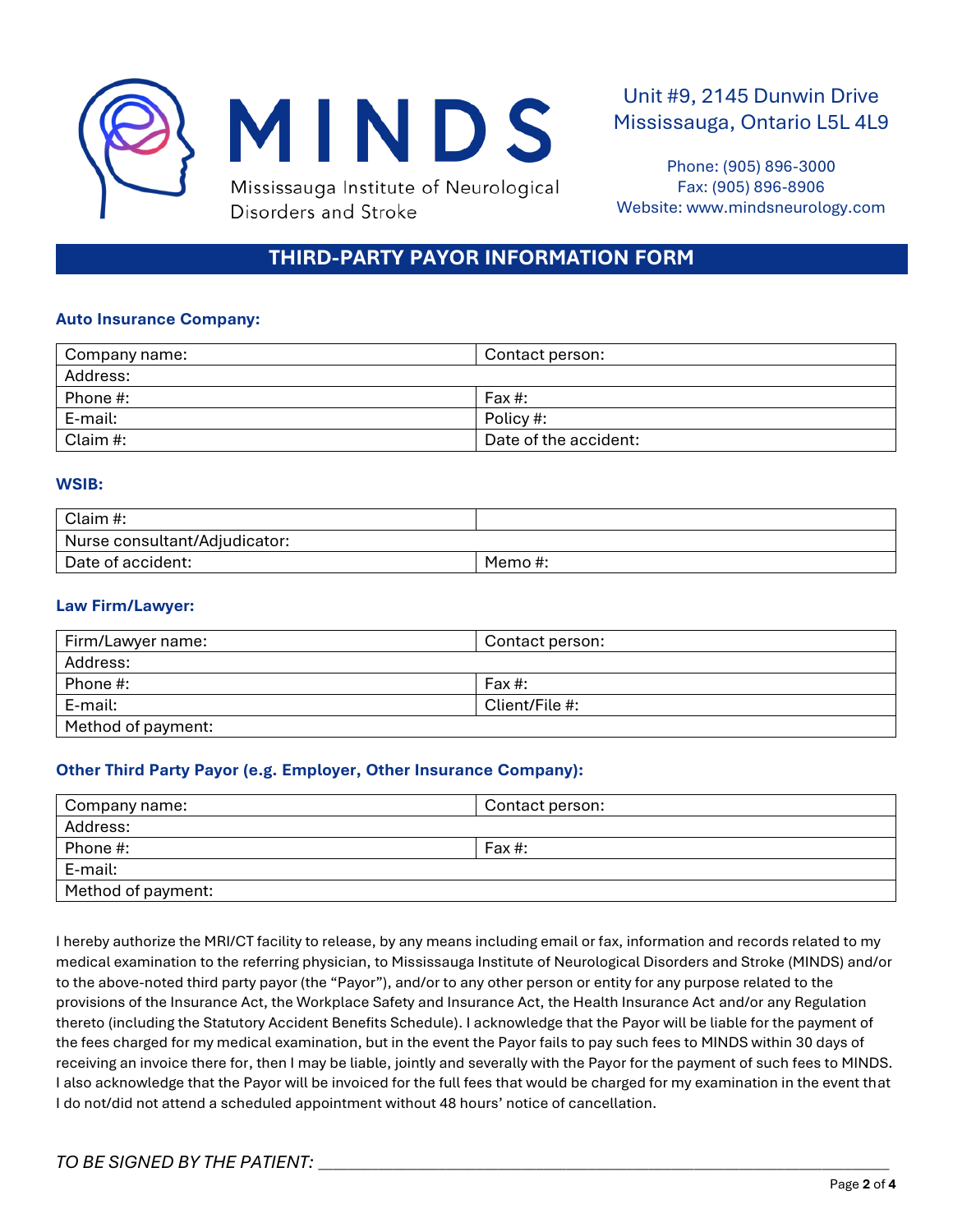# MINDS

Mississauga Institute of Neurological Disorders and Stroke

Unit #9, 2145 Dunwin Drive
Mississauga, Ontario L5L 4L9

Phone: (905) 896-3000
Fax: (905) 896-8906
Website: www.mindsneurology.com

## THIRD-PARTY PAYOR INFORMATION FORM

### Auto Insurance Company:

| Company name: | Contact person: |
|---|---|
| Address: | |
| Phone #: | Fax #: |
| E-mail: | Policy #: |
| Claim #: | Date of the accident: |

### WSIB:

| Claim #: | |
|---|---|
| Nurse consultant/Adjudicator: | |
| Date of accident: | Memo #: |

### Law Firm/Lawyer:

| Firm/Lawyer name: | Contact person: |
|---|---|
| Address: | |
| Phone #: | Fax #: |
| E-mail: | Client/File #: |
| Method of payment: | |

### Other Third Party Payor (e.g. Employer, Other Insurance Company):

| Company name: | Contact person: |
|---|---|
| Address: | |
| Phone #: | Fax #: |
| E-mail: | |
| Method of payment: | |

I hereby authorize the MRI/CT facility to release, by any means including email or fax, information and records related to my medical examination to the referring physician, to Mississauga Institute of Neurological Disorders and Stroke (MINDS) and/or to the above-noted third party payor (the "Payor"), and/or to any other person or entity for any purpose related to the provisions of the Insurance Act, the Workplace Safety and Insurance Act, the Health Insurance Act and/or any Regulation thereto (including the Statutory Accident Benefits Schedule). I acknowledge that the Payor will be liable for the payment of the fees charged for my medical examination, but in the event the Payor fails to pay such fees to MINDS within 30 days of receiving an invoice there for, then I may be liable, jointly and severally with the Payor for the payment of such fees to MINDS. I also acknowledge that the Payor will be invoiced for the full fees that would be charged for my examination in the event that I do not/did not attend a scheduled appointment without 48 hours' notice of cancellation.

*TO BE SIGNED BY THE PATIENT:* ______________________________________________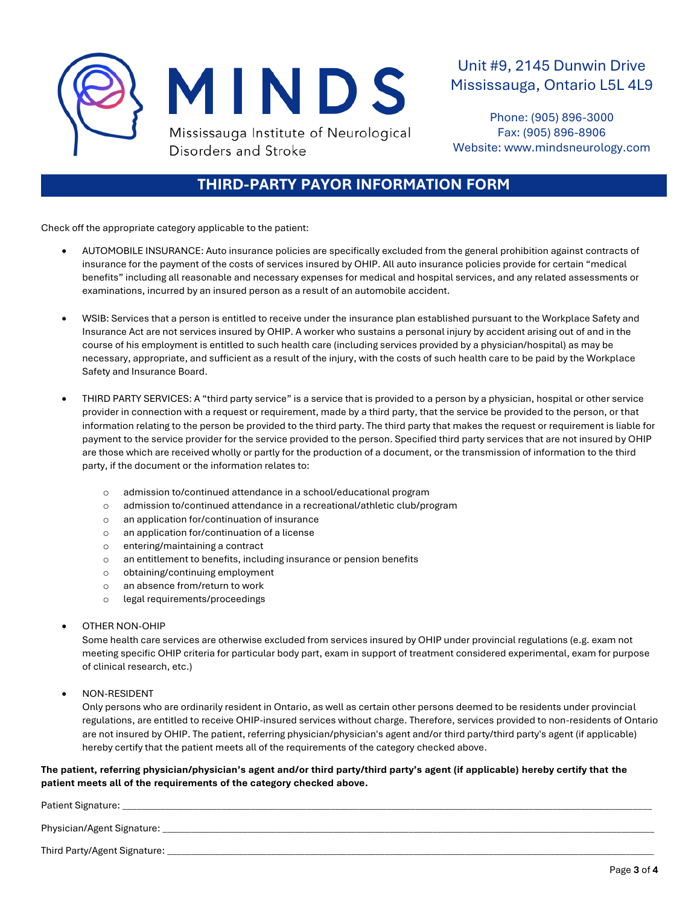MINDS

Mississauga Institute of Neurological Disorders and Stroke

Unit #9, 2145 Dunwin Drive
Mississauga, Ontario L5L 4L9

Phone: (905) 896-3000
Fax: (905) 896-8906
Website: www.mindsneurology.com

## THIRD-PARTY PAYOR INFORMATION FORM

Check off the appropriate category applicable to the patient:

- AUTOMOBILE INSURANCE: Auto insurance policies are specifically excluded from the general prohibition against contracts of insurance for the payment of the costs of services insured by OHIP. All auto insurance policies provide for certain "medical benefits" including all reasonable and necessary expenses for medical and hospital services, and any related assessments or examinations, incurred by an insured person as a result of an automobile accident.

- WSIB: Services that a person is entitled to receive under the insurance plan established pursuant to the Workplace Safety and Insurance Act are not services insured by OHIP. A worker who sustains a personal injury by accident arising out of and in the course of his employment is entitled to such health care (including services provided by a physician/hospital) as may be necessary, appropriate, and sufficient as a result of the injury, with the costs of such health care to be paid by the Workplace Safety and Insurance Board.

- THIRD PARTY SERVICES: A "third party service" is a service that is provided to a person by a physician, hospital or other service provider in connection with a request or requirement, made by a third party, that the service be provided to the person, or that information relating to the person be provided to the third party. The third party that makes the request or requirement is liable for payment to the service provider for the service provided to the person. Specified third party services that are not insured by OHIP are those which are received wholly or partly for the production of a document, or the transmission of information to the third party, if the document or the information relates to:

  - admission to/continued attendance in a school/educational program
  - admission to/continued attendance in a recreational/athletic club/program
  - an application for/continuation of insurance
  - an application for/continuation of a license
  - entering/maintaining a contract
  - an entitlement to benefits, including insurance or pension benefits
  - obtaining/continuing employment
  - an absence from/return to work
  - legal requirements/proceedings

- OTHER NON-OHIP
  Some health care services are otherwise excluded from services insured by OHIP under provincial regulations (e.g. exam not meeting specific OHIP criteria for particular body part, exam in support of treatment considered experimental, exam for purpose of clinical research, etc.)

- NON-RESIDENT
  Only persons who are ordinarily resident in Ontario, as well as certain other persons deemed to be residents under provincial regulations, are entitled to receive OHIP-insured services without charge. Therefore, services provided to non-residents of Ontario are not insured by OHIP. The patient, referring physician/physician's agent and/or third party/third party's agent (if applicable) hereby certify that the patient meets all of the requirements of the category checked above.

**The patient, referring physician/physician's agent and/or third party/third party's agent (if applicable) hereby certify that the patient meets all of the requirements of the category checked above.**

Patient Signature: ______________________________

Physician/Agent Signature: ______________________________

Third Party/Agent Signature: ______________________________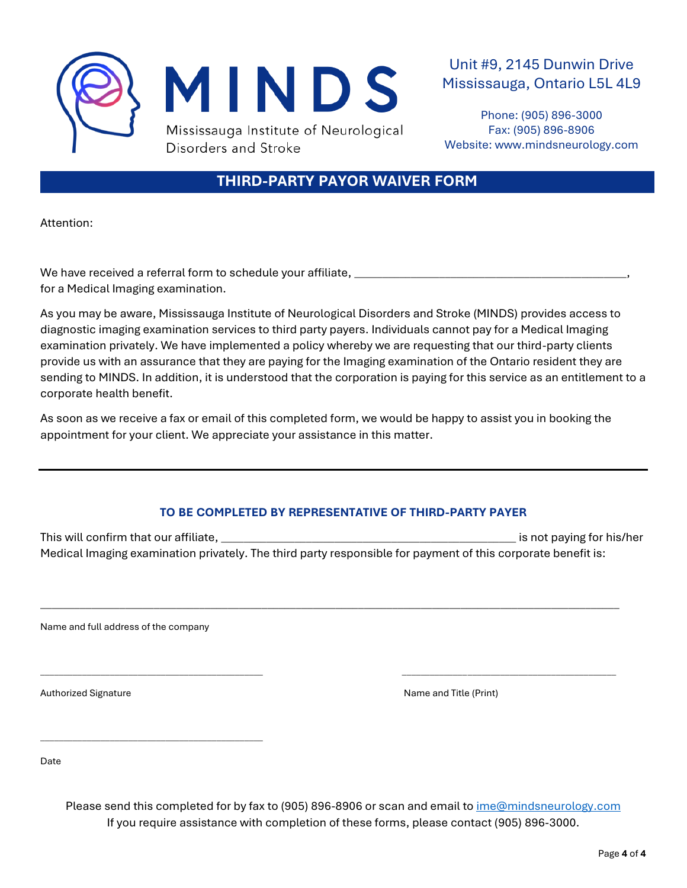# MINDS

Mississauga Institute of Neurological Disorders and Stroke

Unit #9, 2145 Dunwin Drive
Mississauga, Ontario L5L 4L9

Phone: (905) 896-3000
Fax: (905) 896-8906
Website: www.mindsneurology.com

## THIRD-PARTY PAYOR WAIVER FORM

Attention:

We have received a referral form to schedule your affiliate, ___________________________________________, for a Medical Imaging examination.

As you may be aware, Mississauga Institute of Neurological Disorders and Stroke (MINDS) provides access to diagnostic imaging examination services to third party payers. Individuals cannot pay for a Medical Imaging examination privately. We have implemented a policy whereby we are requesting that our third-party clients provide us with an assurance that they are paying for the Imaging examination of the Ontario resident they are sending to MINDS. In addition, it is understood that the corporation is paying for this service as an entitlement to a corporate health benefit.

As soon as we receive a fax or email of this completed form, we would be happy to assist you in booking the appointment for your client. We appreciate your assistance in this matter.

---

### TO BE COMPLETED BY REPRESENTATIVE OF THIRD-PARTY PAYER

This will confirm that our affiliate, _______________________________________________ is not paying for his/her Medical Imaging examination privately. The third party responsible for payment of this corporate benefit is:

_____________________________________________________________________________________________

Name and full address of the company

_______________________________________ _______________________________________

Authorized Signature Name and Title (Print)

_______________________________________

Date

Please send this completed for by fax to (905) 896-8906 or scan and email to ime@mindsneurology.com
If you require assistance with completion of these forms, please contact (905) 896-3000.